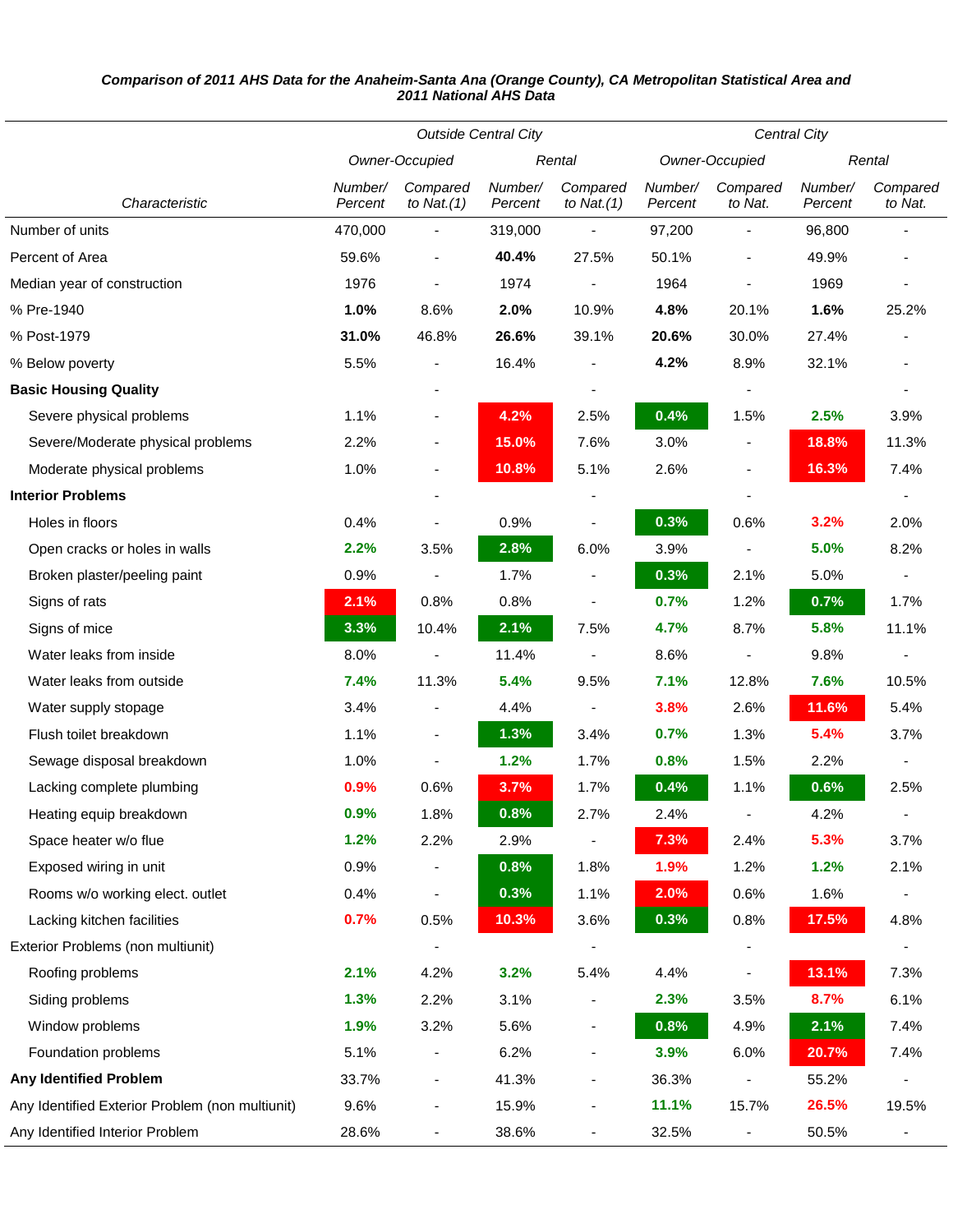***Comparison of 2011 AHS Data for the Anaheim-Santa Ana (Orange County), CA Metropolitan Statistical Area and 2011 National AHS Data***

| Characteristic | Outside Central City | | | | Central City | | | |
|---|---|---|---|---|---|---|---|---|
| | Owner-Occupied | | Rental | | Owner-Occupied | | Rental | |
| | Number/ Percent | Compared to Nat.(1) | Number/ Percent | Compared to Nat.(1) | Number/ Percent | Compared to Nat. | Number/ Percent | Compared to Nat. |
| Number of units | 470,000 | - | 319,000 | - | 97,200 | - | 96,800 | - |
| Percent of Area | 59.6% | - | **40.4%** | 27.5% | 50.1% | - | 49.9% | - |
| Median year of construction | 1976 | - | 1974 | - | 1964 | - | 1969 | - |
| % Pre-1940 | **1.0%** | 8.6% | **2.0%** | 10.9% | **4.8%** | 20.1% | **1.6%** | 25.2% |
| % Post-1979 | **31.0%** | 46.8% | **26.6%** | 39.1% | **20.6%** | 30.0% | 27.4% | - |
| % Below poverty | 5.5% | - | 16.4% | - | **4.2%** | 8.9% | 32.1% | - |
| **Basic Housing Quality** | | - | | - | | - | | - |
| Severe physical problems | 1.1% | - | **4.2%** | 2.5% | **0.4%** | 1.5% | **2.5%** | 3.9% |
| Severe/Moderate physical problems | 2.2% | - | **15.0%** | 7.6% | 3.0% | - | **18.8%** | 11.3% |
| Moderate physical problems | 1.0% | - | **10.8%** | 5.1% | 2.6% | - | **16.3%** | 7.4% |
| **Interior Problems** | | - | | - | | - | | - |
| Holes in floors | 0.4% | - | 0.9% | - | **0.3%** | 0.6% | **3.2%** | 2.0% |
| Open cracks or holes in walls | **2.2%** | 3.5% | **2.8%** | 6.0% | 3.9% | - | **5.0%** | 8.2% |
| Broken plaster/peeling paint | 0.9% | - | 1.7% | - | **0.3%** | 2.1% | 5.0% | - |
| Signs of rats | **2.1%** | 0.8% | 0.8% | - | **0.7%** | 1.2% | **0.7%** | 1.7% |
| Signs of mice | **3.3%** | 10.4% | **2.1%** | 7.5% | **4.7%** | 8.7% | **5.8%** | 11.1% |
| Water leaks from inside | 8.0% | - | 11.4% | - | 8.6% | - | 9.8% | - |
| Water leaks from outside | **7.4%** | 11.3% | **5.4%** | 9.5% | **7.1%** | 12.8% | **7.6%** | 10.5% |
| Water supply stopage | 3.4% | - | 4.4% | - | **3.8%** | 2.6% | **11.6%** | 5.4% |
| Flush toilet breakdown | 1.1% | - | **1.3%** | 3.4% | **0.7%** | 1.3% | **5.4%** | 3.7% |
| Sewage disposal breakdown | 1.0% | - | **1.2%** | 1.7% | **0.8%** | 1.5% | 2.2% | - |
| Lacking complete plumbing | **0.9%** | 0.6% | **3.7%** | 1.7% | **0.4%** | 1.1% | **0.6%** | 2.5% |
| Heating equip breakdown | **0.9%** | 1.8% | **0.8%** | 2.7% | 2.4% | - | 4.2% | - |
| Space heater w/o flue | **1.2%** | 2.2% | 2.9% | - | **7.3%** | 2.4% | **5.3%** | 3.7% |
| Exposed wiring in unit | 0.9% | - | **0.8%** | 1.8% | **1.9%** | 1.2% | **1.2%** | 2.1% |
| Rooms w/o working elect. outlet | 0.4% | - | **0.3%** | 1.1% | **2.0%** | 0.6% | 1.6% | - |
| Lacking kitchen facilities | **0.7%** | 0.5% | **10.3%** | 3.6% | **0.3%** | 0.8% | **17.5%** | 4.8% |
| Exterior Problems (non multiunit) | | - | | - | | - | | - |
| Roofing problems | **2.1%** | 4.2% | **3.2%** | 5.4% | 4.4% | - | **13.1%** | 7.3% |
| Siding problems | **1.3%** | 2.2% | 3.1% | - | **2.3%** | 3.5% | **8.7%** | 6.1% |
| Window problems | **1.9%** | 3.2% | 5.6% | - | **0.8%** | 4.9% | **2.1%** | 7.4% |
| Foundation problems | 5.1% | - | 6.2% | - | **3.9%** | 6.0% | **20.7%** | 7.4% |
| **Any Identified Problem** | 33.7% | - | 41.3% | - | 36.3% | - | 55.2% | - |
| Any Identified Exterior Problem (non multiunit) | 9.6% | - | 15.9% | - | **11.1%** | 15.7% | **26.5%** | 19.5% |
| Any Identified Interior Problem | 28.6% | - | 38.6% | - | 32.5% | - | 50.5% | - |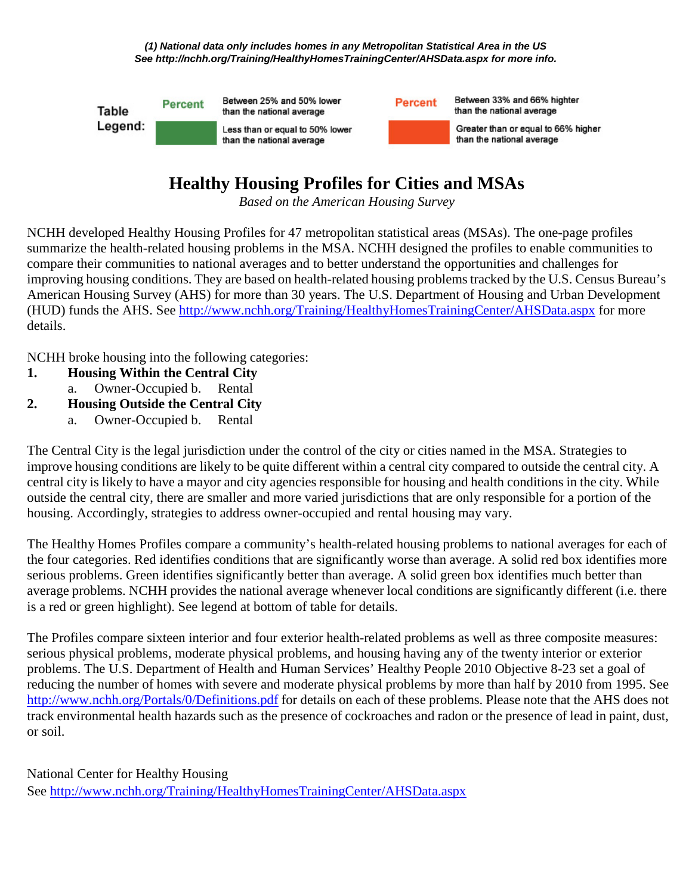***(1) National data only includes homes in any Metropolitan Statistical Area in the US***
***See http://nchh.org/Training/HealthyHomesTrainingCenter/AHSData.aspx for more info.***

| Table Legend: | | | | |
|---|---|---|---|---|
| | Percent | Between 25% and 50% lower than the national average | Percent | Between 33% and 66% highter than the national average |
| | | Less than or equal to 50% lower than the national average | | Greater than or equal to 66% higher than the national average |

# Healthy Housing Profiles for Cities and MSAs

*Based on the American Housing Survey*

NCHH developed Healthy Housing Profiles for 47 metropolitan statistical areas (MSAs). The one-page profiles summarize the health-related housing problems in the MSA. NCHH designed the profiles to enable communities to compare their communities to national averages and to better understand the opportunities and challenges for improving housing conditions. They are based on health-related housing problems tracked by the U.S. Census Bureau's American Housing Survey (AHS) for more than 30 years. The U.S. Department of Housing and Urban Development (HUD) funds the AHS. See http://www.nchh.org/Training/HealthyHomesTrainingCenter/AHSData.aspx for more details.

NCHH broke housing into the following categories:

1. **Housing Within the Central City**
   a. Owner-Occupied b. Rental
2. **Housing Outside the Central City**
   a. Owner-Occupied b. Rental

The Central City is the legal jurisdiction under the control of the city or cities named in the MSA. Strategies to improve housing conditions are likely to be quite different within a central city compared to outside the central city. A central city is likely to have a mayor and city agencies responsible for housing and health conditions in the city. While outside the central city, there are smaller and more varied jurisdictions that are only responsible for a portion of the housing. Accordingly, strategies to address owner-occupied and rental housing may vary.

The Healthy Homes Profiles compare a community's health-related housing problems to national averages for each of the four categories. Red identifies conditions that are significantly worse than average. A solid red box identifies more serious problems. Green identifies significantly better than average. A solid green box identifies much better than average problems. NCHH provides the national average whenever local conditions are significantly different (i.e. there is a red or green highlight). See legend at bottom of table for details.

The Profiles compare sixteen interior and four exterior health-related problems as well as three composite measures: serious physical problems, moderate physical problems, and housing having any of the twenty interior or exterior problems. The U.S. Department of Health and Human Services' Healthy People 2010 Objective 8-23 set a goal of reducing the number of homes with severe and moderate physical problems by more than half by 2010 from 1995. See http://www.nchh.org/Portals/0/Definitions.pdf for details on each of these problems. Please note that the AHS does not track environmental health hazards such as the presence of cockroaches and radon or the presence of lead in paint, dust, or soil.

National Center for Healthy Housing
See http://www.nchh.org/Training/HealthyHomesTrainingCenter/AHSData.aspx